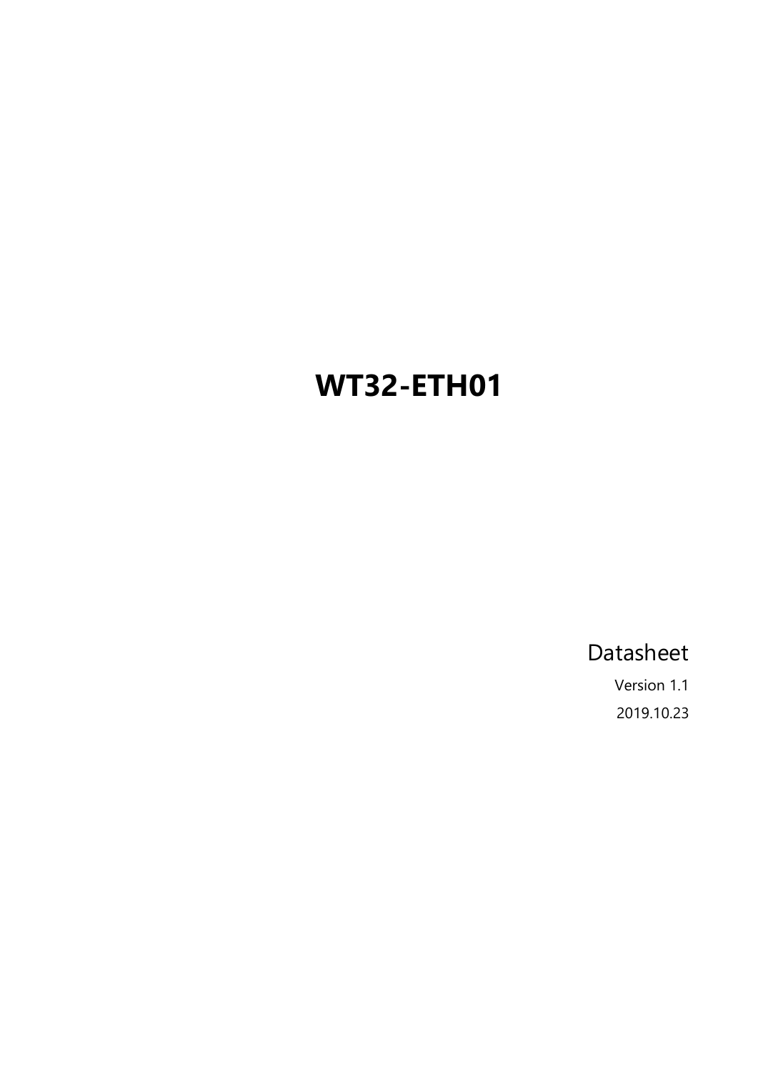# WT32-ETH01

Datasheet

Version 1.1

2019.10.23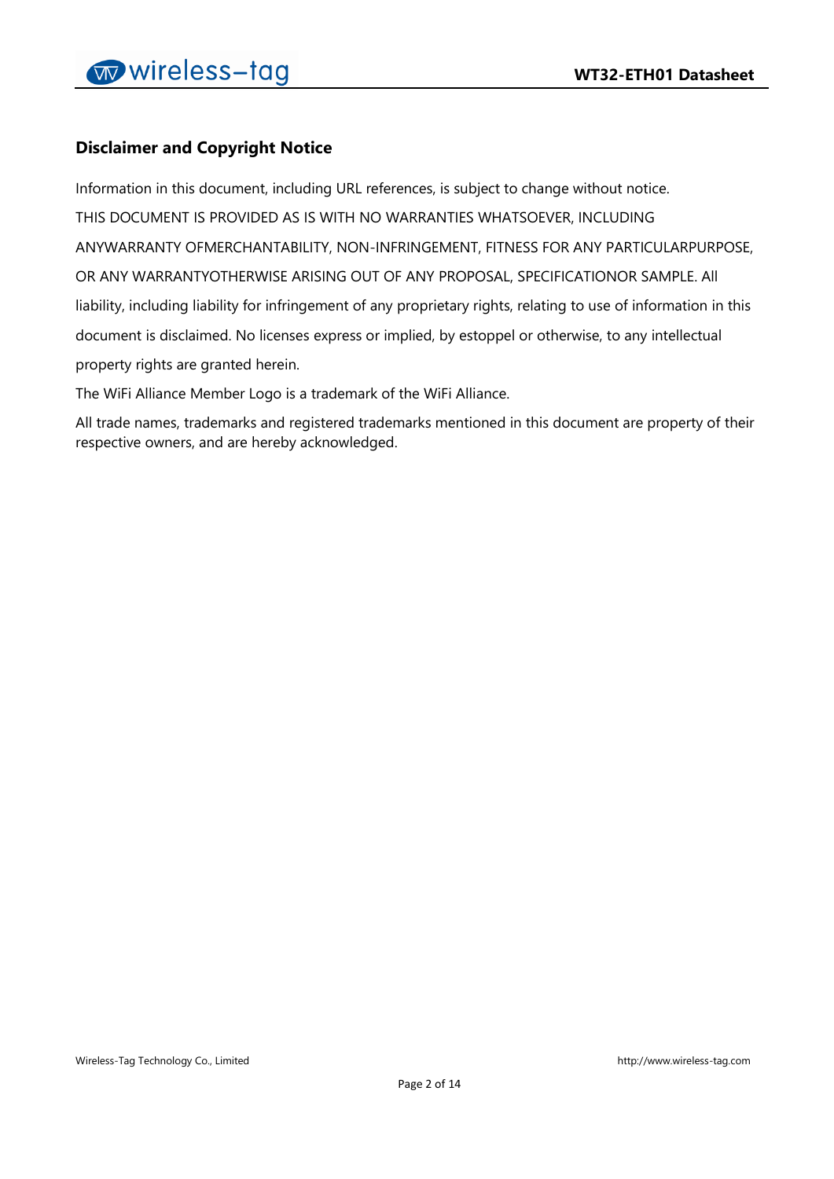## Disclaimer and Copyright Notice

Information in this document, including URL references, is subject to change without notice.

THIS DOCUMENT IS PROVIDED AS IS WITH NO WARRANTIES WHATSOEVER, INCLUDING ANYWARRANTY OFMERCHANTABILITY, NON-INFRINGEMENT, FITNESS FOR ANY PARTICULARPURPOSE, OR ANY WARRANTYOTHERWISE ARISING OUT OF ANY PROPOSAL, SPECIFICATIONOR SAMPLE. All liability, including liability for infringement of any proprietary rights, relating to use of information in this document is disclaimed. No licenses express or implied, by estoppel or otherwise, to any intellectual property rights are granted herein.

The WiFi Alliance Member Logo is a trademark of the WiFi Alliance.

All trade names, trademarks and registered trademarks mentioned in this document are property of their respective owners, and are hereby acknowledged.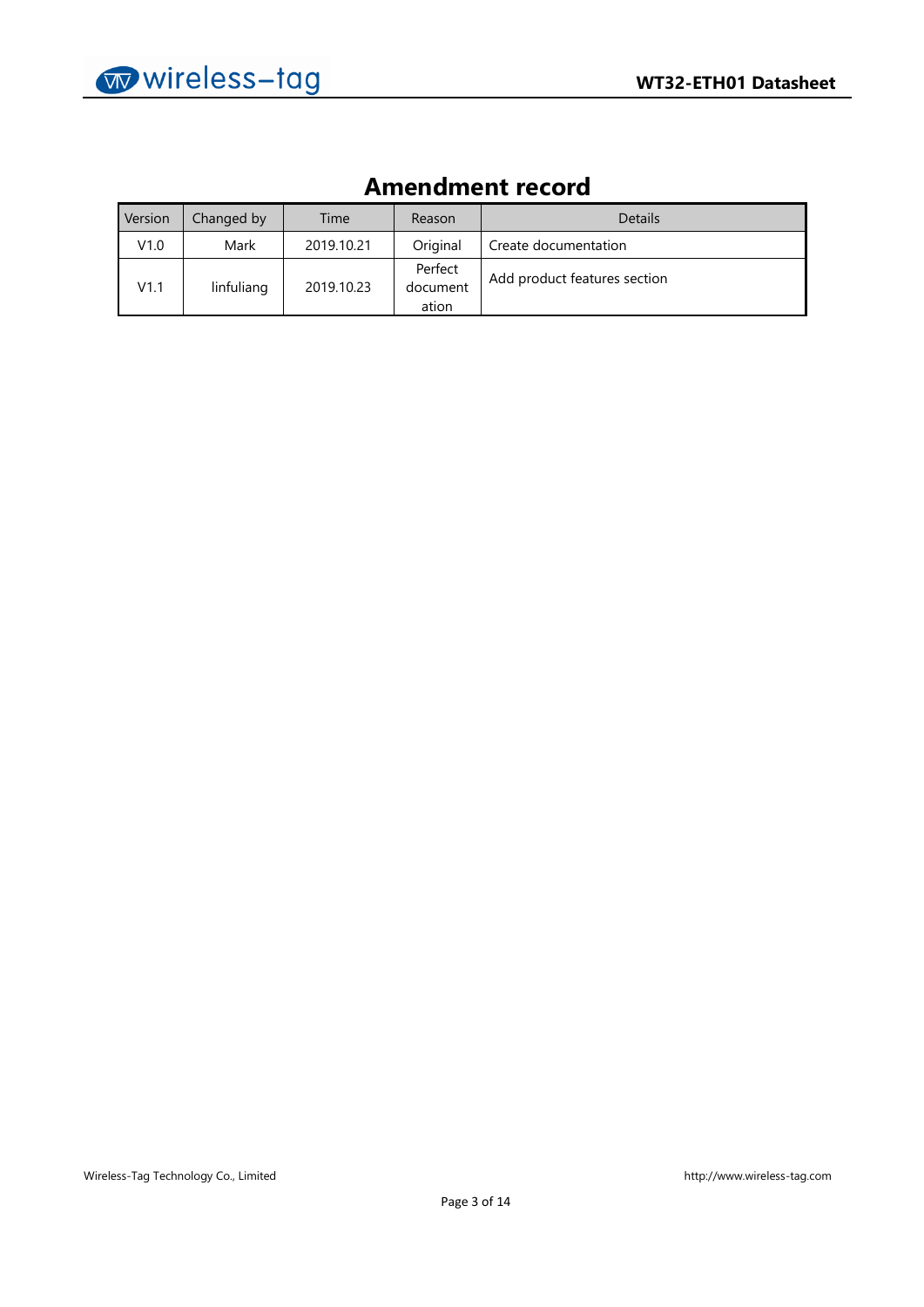# Amendment record

| Version | Changed by | Time | Reason | Details |
|---|---|---|---|---|
| V1.0 | Mark | 2019.10.21 | Original | Create documentation |
| V1.1 | linfuliang | 2019.10.23 | Perfect documentation | Add product features section |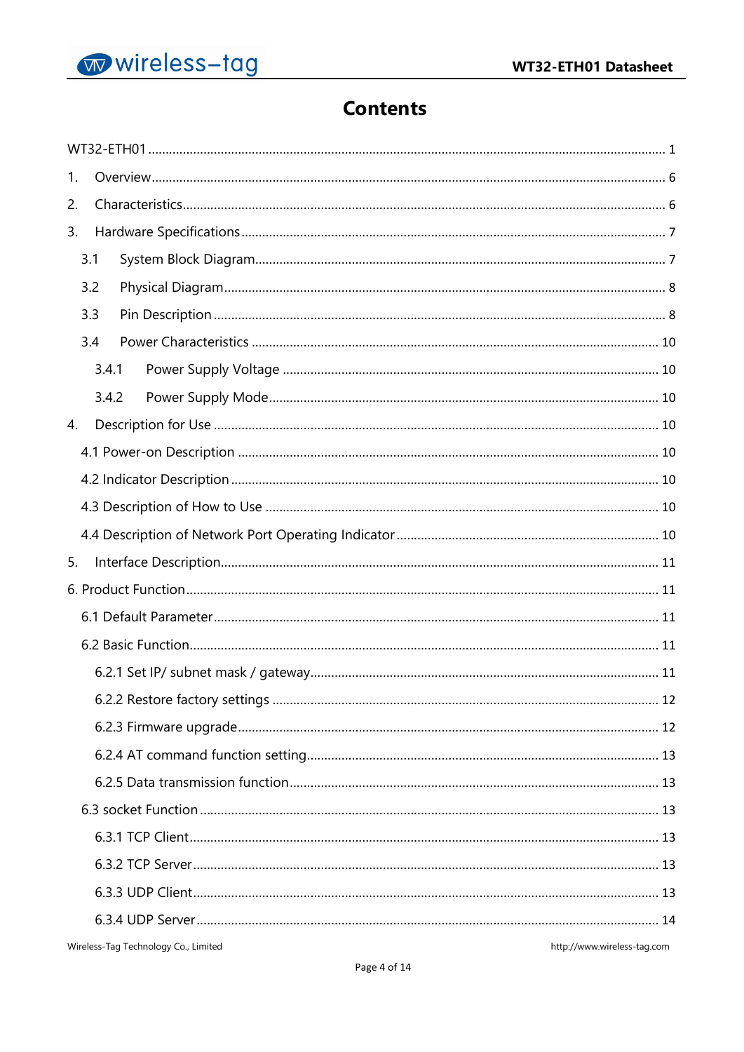# Contents

WT32-ETH01 ........ 1

1. Overview ........ 6
2. Characteristics ........ 6
3. Hardware Specifications ........ 7
   - 3.1 System Block Diagram ........ 7
   - 3.2 Physical Diagram ........ 8
   - 3.3 Pin Description ........ 8
   - 3.4 Power Characteristics ........ 10
     - 3.4.1 Power Supply Voltage ........ 10
     - 3.4.2 Power Supply Mode ........ 10
4. Description for Use ........ 10
   - 4.1 Power-on Description ........ 10
   - 4.2 Indicator Description ........ 10
   - 4.3 Description of How to Use ........ 10
   - 4.4 Description of Network Port Operating Indicator ........ 10
5. Interface Description ........ 11

6. Product Function ........ 11
   - 6.1 Default Parameter ........ 11
   - 6.2 Basic Function ........ 11
     - 6.2.1 Set IP/ subnet mask / gateway ........ 11
     - 6.2.2 Restore factory settings ........ 12
     - 6.2.3 Firmware upgrade ........ 12
     - 6.2.4 AT command function setting ........ 13
     - 6.2.5 Data transmission function ........ 13
   - 6.3 socket Function ........ 13
     - 6.3.1 TCP Client ........ 13
     - 6.3.2 TCP Server ........ 13
     - 6.3.3 UDP Client ........ 13
     - 6.3.4 UDP Server ........ 14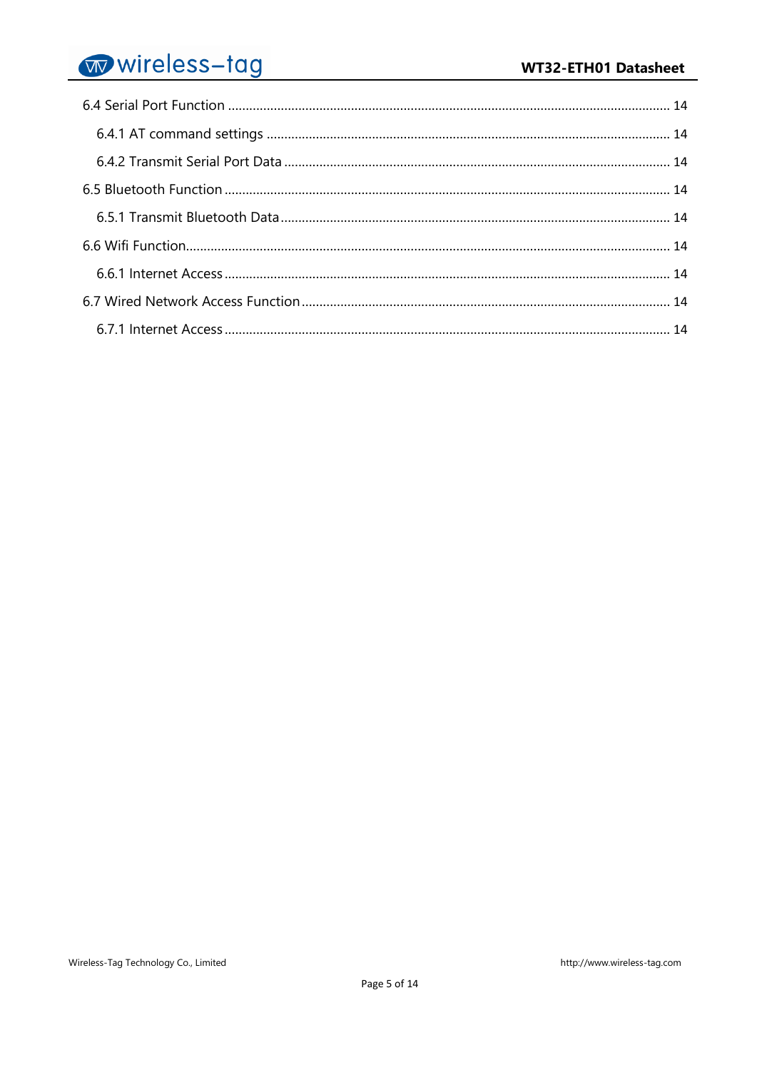6.4 Serial Port Function ............................................................................................................................ 14

6.4.1 AT command settings ................................................................................................................. 14

6.4.2 Transmit Serial Port Data ............................................................................................................ 14

6.5 Bluetooth Function ............................................................................................................................ 14

6.5.1 Transmit Bluetooth Data ............................................................................................................. 14

6.6 Wifi Function........................................................................................................................................ 14

6.6.1 Internet Access ............................................................................................................................. 14

6.7 Wired Network Access Function ....................................................................................................... 14

6.7.1 Internet Access ............................................................................................................................. 14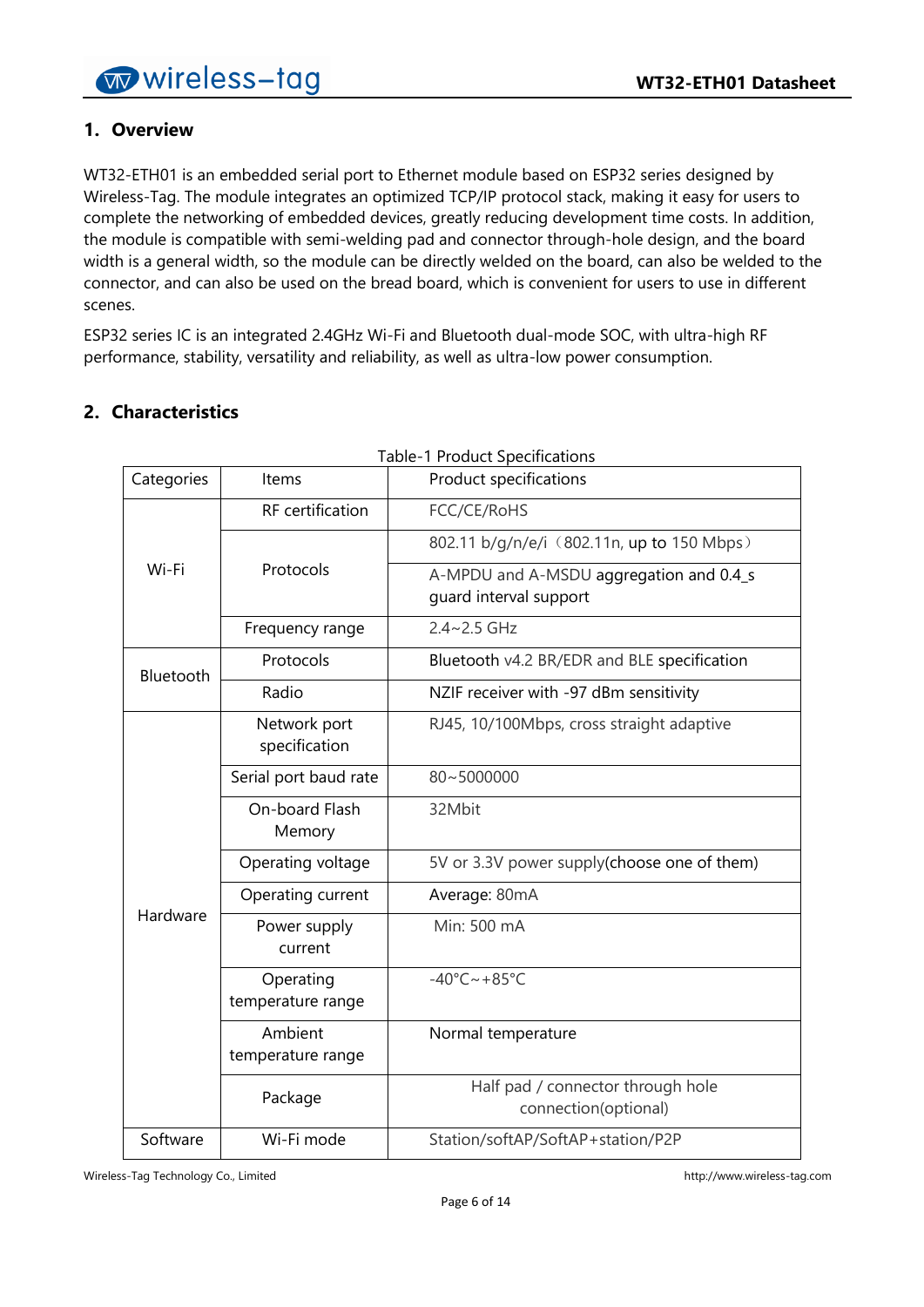## 1. Overview

WT32-ETH01 is an embedded serial port to Ethernet module based on ESP32 series designed by Wireless-Tag. The module integrates an optimized TCP/IP protocol stack, making it easy for users to complete the networking of embedded devices, greatly reducing development time costs. In addition, the module is compatible with semi-welding pad and connector through-hole design, and the board width is a general width, so the module can be directly welded on the board, can also be welded to the connector, and can also be used on the bread board, which is convenient for users to use in different scenes.

ESP32 series IC is an integrated 2.4GHz Wi-Fi and Bluetooth dual-mode SOC, with ultra-high RF performance, stability, versatility and reliability, as well as ultra-low power consumption.

## 2. Characteristics

Table-1 Product Specifications

| Categories | Items | Product specifications |
|---|---|---|
| Wi-Fi | RF certification | FCC/CE/RoHS |
| | Protocols | 802.11 b/g/n/e/i（802.11n, up to 150 Mbps） |
| | | A-MPDU and A-MSDU aggregation and 0.4_s guard interval support |
| | Frequency range | 2.4~2.5 GHz |
| Bluetooth | Protocols | Bluetooth v4.2 BR/EDR and BLE specification |
| | Radio | NZIF receiver with -97 dBm sensitivity |
| Hardware | Network port specification | RJ45, 10/100Mbps, cross straight adaptive |
| | Serial port baud rate | 80~5000000 |
| | On-board Flash Memory | 32Mbit |
| | Operating voltage | 5V or 3.3V power supply(choose one of them) |
| | Operating current | Average: 80mA |
| | Power supply current | Min: 500 mA |
| | Operating temperature range | -40°C~+85°C |
| | Ambient temperature range | Normal temperature |
| | Package | Half pad / connector through hole connection(optional) |
| Software | Wi-Fi mode | Station/softAP/SoftAP+station/P2P |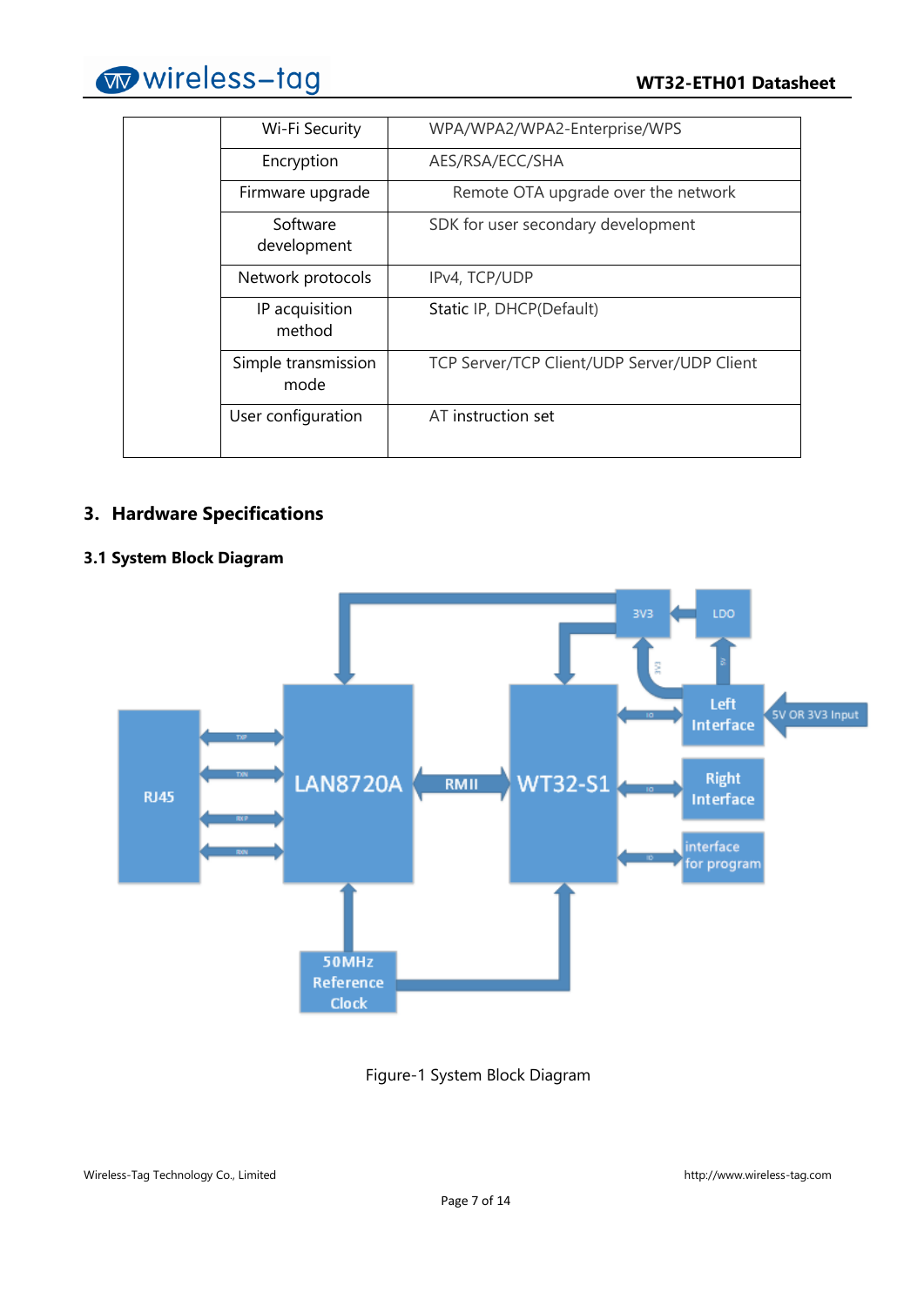| | | |
|---|---|---|
| | Wi-Fi Security | WPA/WPA2/WPA2-Enterprise/WPS |
| | Encryption | AES/RSA/ECC/SHA |
| | Firmware upgrade | Remote OTA upgrade over the network |
| | Software development | SDK for user secondary development |
| | Network protocols | IPv4, TCP/UDP |
| | IP acquisition method | Static IP, DHCP(Default) |
| | Simple transmission mode | TCP Server/TCP Client/UDP Server/UDP Client |
| | User configuration | AT instruction set |

## 3. Hardware Specifications

### 3.1 System Block Diagram

Figure-1 System Block Diagram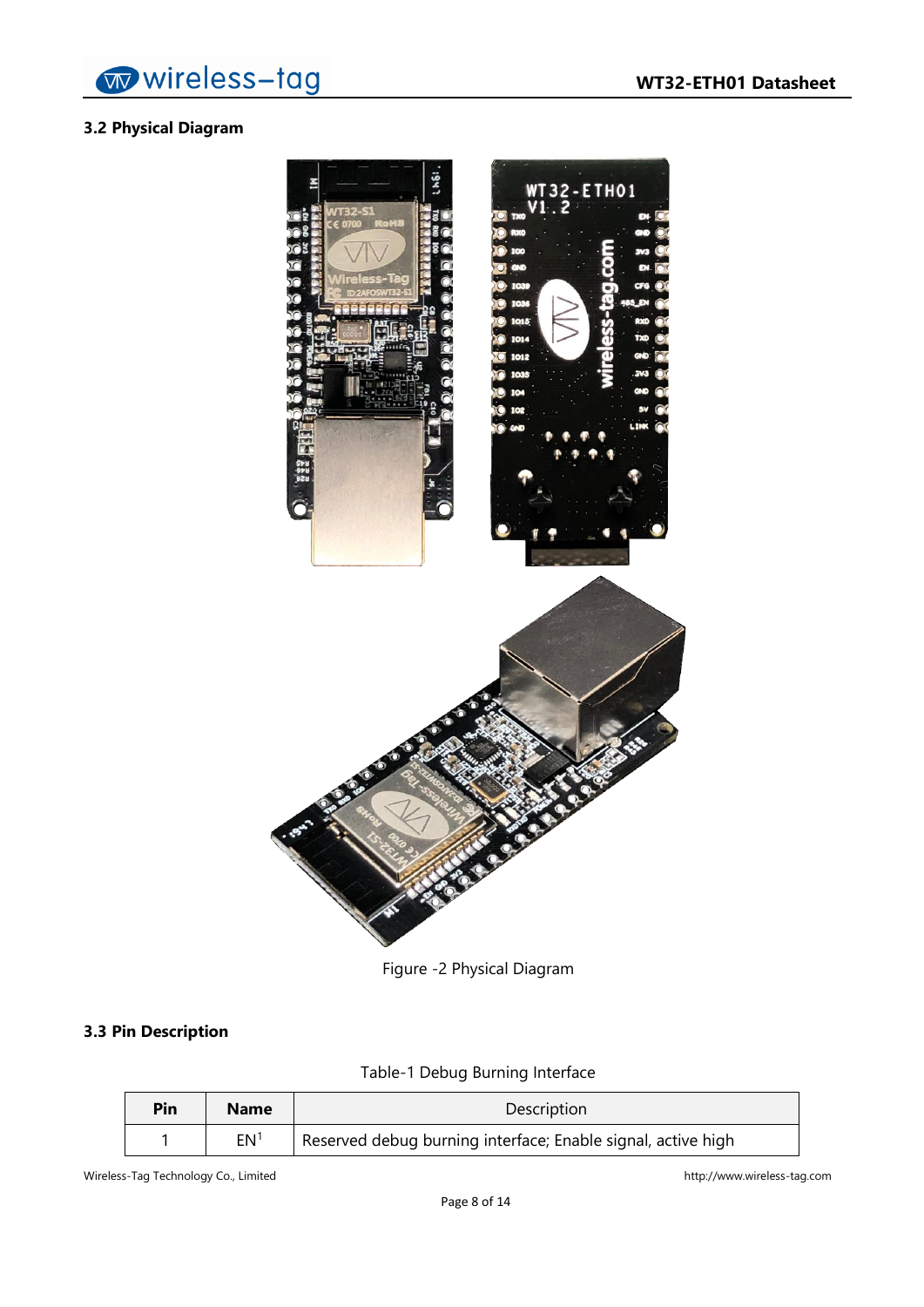### 3.2 Physical Diagram

Figure -2 Physical Diagram

### 3.3 Pin Description

Table-1 Debug Burning Interface

| Pin | Name | Description |
|---|---|---|
| 1 | EN[1] | Reserved debug burning interface; Enable signal, active high |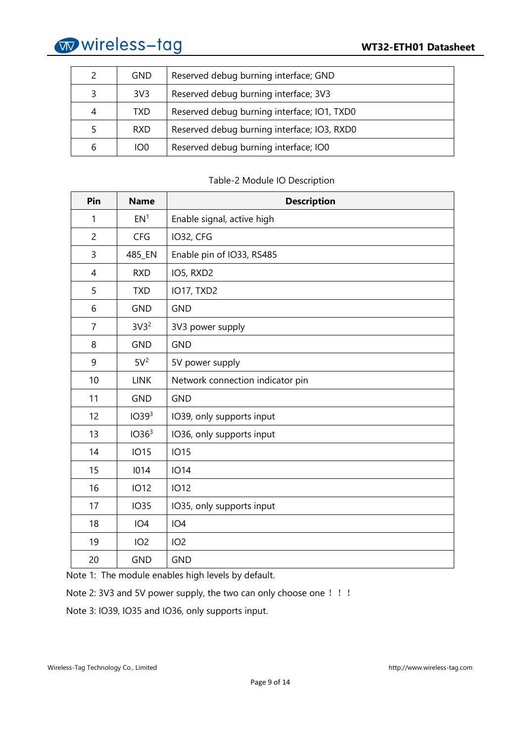| | | |
|---|---|---|
| 2 | GND | Reserved debug burning interface; GND |
| 3 | 3V3 | Reserved debug burning interface; 3V3 |
| 4 | TXD | Reserved debug burning interface; IO1, TXD0 |
| 5 | RXD | Reserved debug burning interface; IO3, RXD0 |
| 6 | IO0 | Reserved debug burning interface; IO0 |

Table-2 Module IO Description

| Pin | Name | Description |
|---|---|---|
| 1 | EN[1] | Enable signal, active high |
| 2 | CFG | IO32, CFG |
| 3 | 485_EN | Enable pin of IO33, RS485 |
| 4 | RXD | IO5, RXD2 |
| 5 | TXD | IO17, TXD2 |
| 6 | GND | GND |
| 7 | 3V3[2] | 3V3 power supply |
| 8 | GND | GND |
| 9 | 5V[2] | 5V power supply |
| 10 | LINK | Network connection indicator pin |
| 11 | GND | GND |
| 12 | IO39[3] | IO39, only supports input |
| 13 | IO36[3] | IO36, only supports input |
| 14 | IO15 | IO15 |
| 15 | I014 | IO14 |
| 16 | IO12 | IO12 |
| 17 | IO35 | IO35, only supports input |
| 18 | IO4 | IO4 |
| 19 | IO2 | IO2 |
| 20 | GND | GND |

Note 1: The module enables high levels by default.

Note 2: 3V3 and 5V power supply, the two can only choose one！！！

Note 3: IO39, IO35 and IO36, only supports input.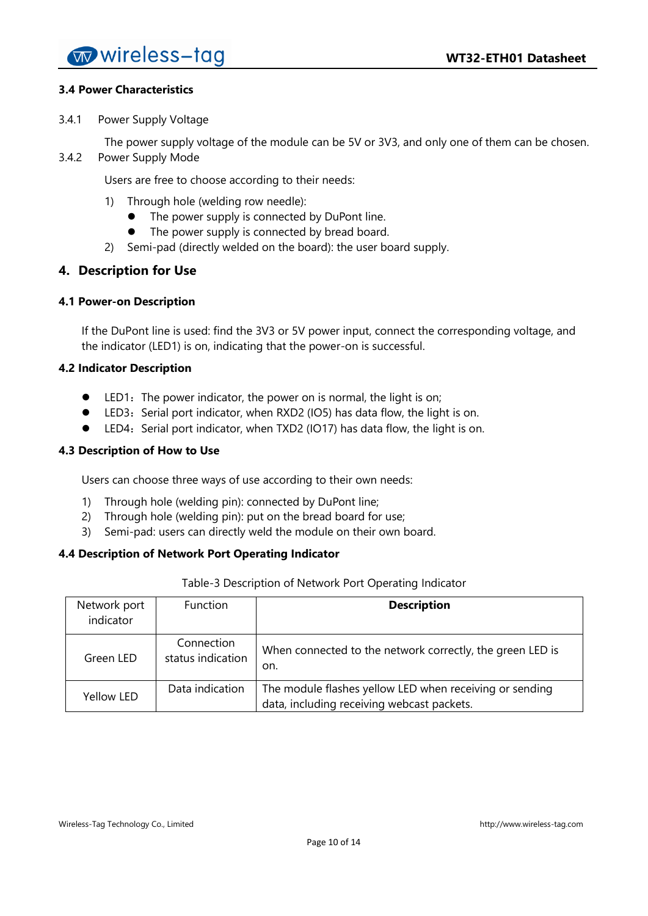### 3.4 Power Characteristics

3.4.1 Power Supply Voltage

The power supply voltage of the module can be 5V or 3V3, and only one of them can be chosen.

3.4.2 Power Supply Mode

Users are free to choose according to their needs:

1) Through hole (welding row needle):
   - The power supply is connected by DuPont line.
   - The power supply is connected by bread board.
2) Semi-pad (directly welded on the board): the user board supply.

## 4. Description for Use

### 4.1 Power-on Description

If the DuPont line is used: find the 3V3 or 5V power input, connect the corresponding voltage, and the indicator (LED1) is on, indicating that the power-on is successful.

### 4.2 Indicator Description

- LED1：The power indicator, the power on is normal, the light is on;
- LED3：Serial port indicator, when RXD2 (IO5) has data flow, the light is on.
- LED4：Serial port indicator, when TXD2 (IO17) has data flow, the light is on.

### 4.3 Description of How to Use

Users can choose three ways of use according to their own needs:

1) Through hole (welding pin): connected by DuPont line;
2) Through hole (welding pin): put on the bread board for use;
3) Semi-pad: users can directly weld the module on their own board.

### 4.4 Description of Network Port Operating Indicator

Table-3 Description of Network Port Operating Indicator

| Network port indicator | Function | **Description** |
|---|---|---|
| Green LED | Connection status indication | When connected to the network correctly, the green LED is on. |
| Yellow LED | Data indication | The module flashes yellow LED when receiving or sending data, including receiving webcast packets. |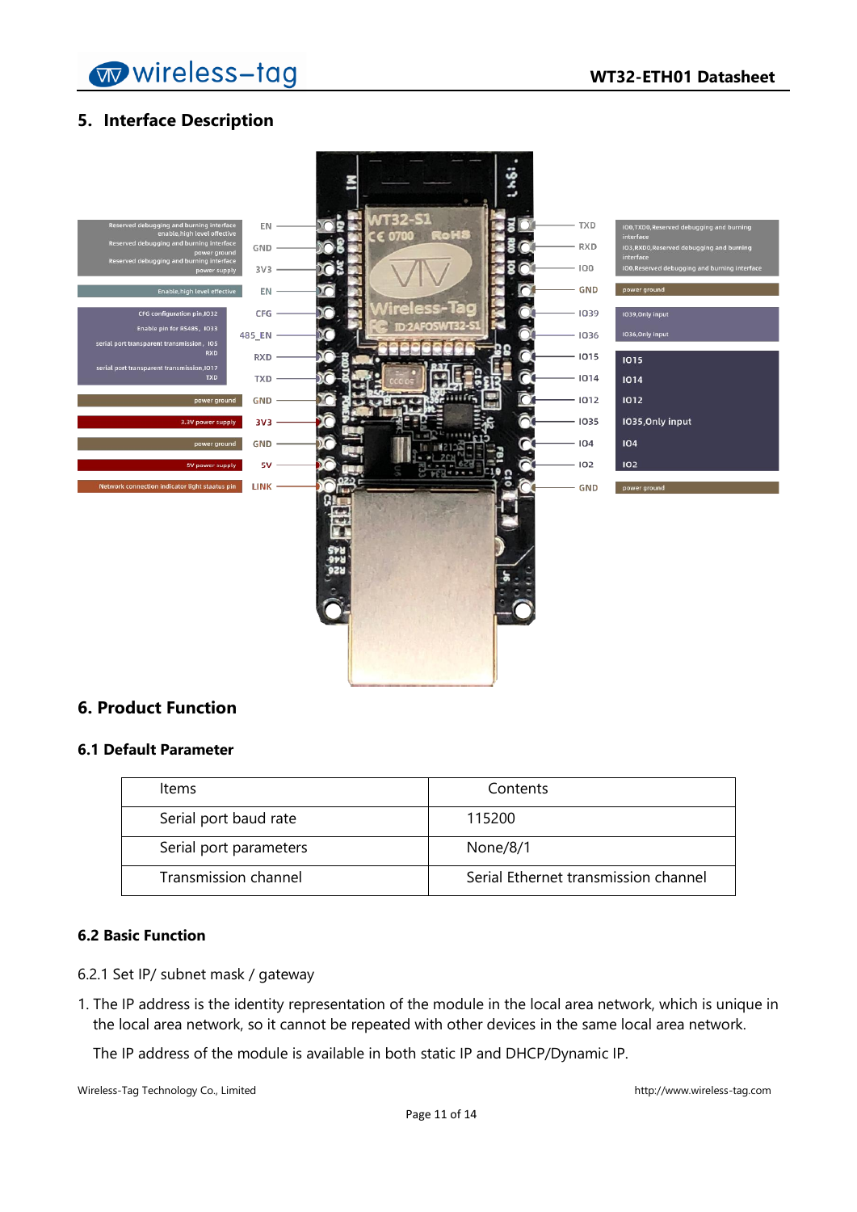## 5. Interface Description

| Description | Pin | Pin | Description |
| --- | --- | --- | --- |
| Reserved debugging and burning interface enable,high level effective | EN | TXD | IO0,TXD0,Reserved debugging and burning interface |
| Reserved debugging and burning interface power ground | GND | RXD | IO3,RXD0,Reserved debugging and burning interface |
| Reserved debugging and burning interface power supply | 3V3 | IO0 | IO0,Reserved debugging and burning interface |
| Enable,high level effective | EN | GND | power ground |
| CFG configuration pin,IO32 | CFG | IO39 | IO39,Only input |
| Enable pin for RS485，IO33 | 485_EN | IO36 | IO36,Only input |
| serial port transparent transmission，IO5 RXD | RXD | IO15 | IO15 |
| serial port transparent transmission,IO17 TXD | TXD | IO14 | IO14 |
| power ground | GND | IO12 | IO12 |
| 3.3V power supply | 3V3 | IO35 | IO35,Only input |
| power ground | GND | IO4 | IO4 |
| 5V power supply | 5V | IO2 | IO2 |
| Network connection indicator light staatus pin | LINK | GND | power ground |

## 6. Product Function

### 6.1 Default Parameter

| Items | Contents |
| --- | --- |
| Serial port baud rate | 115200 |
| Serial port parameters | None/8/1 |
| Transmission channel | Serial Ethernet transmission channel |

### 6.2 Basic Function

6.2.1 Set IP/ subnet mask / gateway

1. The IP address is the identity representation of the module in the local area network, which is unique in the local area network, so it cannot be repeated with other devices in the same local area network.

   The IP address of the module is available in both static IP and DHCP/Dynamic IP.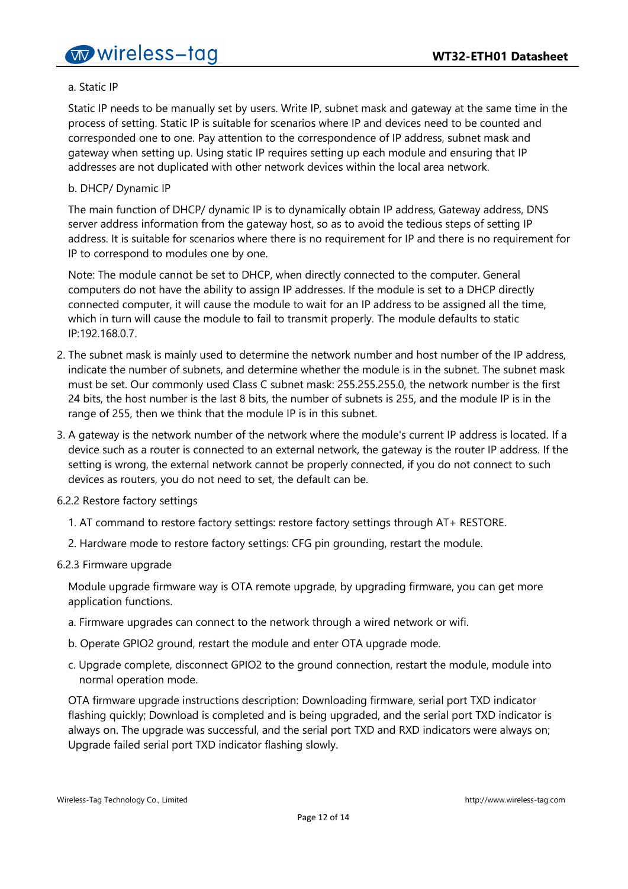a. Static IP

Static IP needs to be manually set by users. Write IP, subnet mask and gateway at the same time in the process of setting. Static IP is suitable for scenarios where IP and devices need to be counted and corresponded one to one. Pay attention to the correspondence of IP address, subnet mask and gateway when setting up. Using static IP requires setting up each module and ensuring that IP addresses are not duplicated with other network devices within the local area network.

b. DHCP/ Dynamic IP

The main function of DHCP/ dynamic IP is to dynamically obtain IP address, Gateway address, DNS server address information from the gateway host, so as to avoid the tedious steps of setting IP address. It is suitable for scenarios where there is no requirement for IP and there is no requirement for IP to correspond to modules one by one.

Note: The module cannot be set to DHCP, when directly connected to the computer. General computers do not have the ability to assign IP addresses. If the module is set to a DHCP directly connected computer, it will cause the module to wait for an IP address to be assigned all the time, which in turn will cause the module to fail to transmit properly. The module defaults to static IP:192.168.0.7.

2. The subnet mask is mainly used to determine the network number and host number of the IP address, indicate the number of subnets, and determine whether the module is in the subnet. The subnet mask must be set. Our commonly used Class C subnet mask: 255.255.255.0, the network number is the first 24 bits, the host number is the last 8 bits, the number of subnets is 255, and the module IP is in the range of 255, then we think that the module IP is in this subnet.

3. A gateway is the network number of the network where the module's current IP address is located. If a device such as a router is connected to an external network, the gateway is the router IP address. If the setting is wrong, the external network cannot be properly connected, if you do not connect to such devices as routers, you do not need to set, the default can be.

6.2.2 Restore factory settings

1. AT command to restore factory settings: restore factory settings through AT+ RESTORE.

2. Hardware mode to restore factory settings: CFG pin grounding, restart the module.

6.2.3 Firmware upgrade

Module upgrade firmware way is OTA remote upgrade, by upgrading firmware, you can get more application functions.

a. Firmware upgrades can connect to the network through a wired network or wifi.

b. Operate GPIO2 ground, restart the module and enter OTA upgrade mode.

c. Upgrade complete, disconnect GPIO2 to the ground connection, restart the module, module into normal operation mode.

OTA firmware upgrade instructions description: Downloading firmware, serial port TXD indicator flashing quickly; Download is completed and is being upgraded, and the serial port TXD indicator is always on. The upgrade was successful, and the serial port TXD and RXD indicators were always on; Upgrade failed serial port TXD indicator flashing slowly.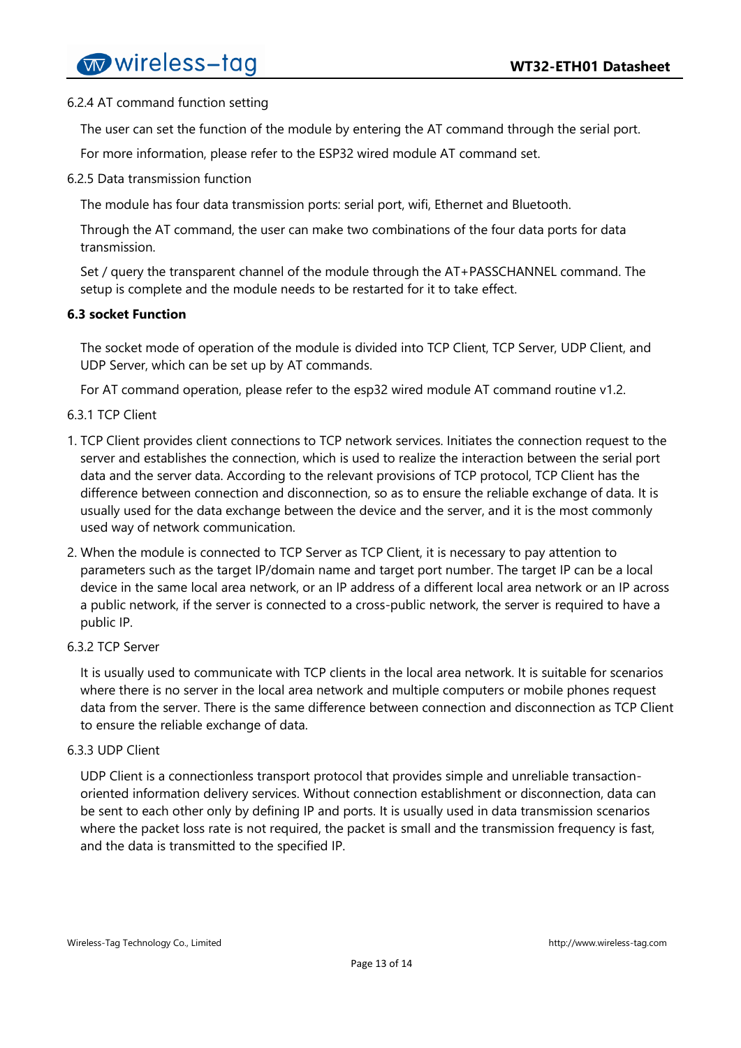6.2.4 AT command function setting

The user can set the function of the module by entering the AT command through the serial port.

For more information, please refer to the ESP32 wired module AT command set.

6.2.5 Data transmission function

The module has four data transmission ports: serial port, wifi, Ethernet and Bluetooth.

Through the AT command, the user can make two combinations of the four data ports for data transmission.

Set / query the transparent channel of the module through the AT+PASSCHANNEL command. The setup is complete and the module needs to be restarted for it to take effect.

**6.3 socket Function**

The socket mode of operation of the module is divided into TCP Client, TCP Server, UDP Client, and UDP Server, which can be set up by AT commands.

For AT command operation, please refer to the esp32 wired module AT command routine v1.2.

6.3.1 TCP Client

1. TCP Client provides client connections to TCP network services. Initiates the connection request to the server and establishes the connection, which is used to realize the interaction between the serial port data and the server data. According to the relevant provisions of TCP protocol, TCP Client has the difference between connection and disconnection, so as to ensure the reliable exchange of data. It is usually used for the data exchange between the device and the server, and it is the most commonly used way of network communication.
2. When the module is connected to TCP Server as TCP Client, it is necessary to pay attention to parameters such as the target IP/domain name and target port number. The target IP can be a local device in the same local area network, or an IP address of a different local area network or an IP across a public network, if the server is connected to a cross-public network, the server is required to have a public IP.

6.3.2 TCP Server

It is usually used to communicate with TCP clients in the local area network. It is suitable for scenarios where there is no server in the local area network and multiple computers or mobile phones request data from the server. There is the same difference between connection and disconnection as TCP Client to ensure the reliable exchange of data.

6.3.3 UDP Client

UDP Client is a connectionless transport protocol that provides simple and unreliable transaction-oriented information delivery services. Without connection establishment or disconnection, data can be sent to each other only by defining IP and ports. It is usually used in data transmission scenarios where the packet loss rate is not required, the packet is small and the transmission frequency is fast, and the data is transmitted to the specified IP.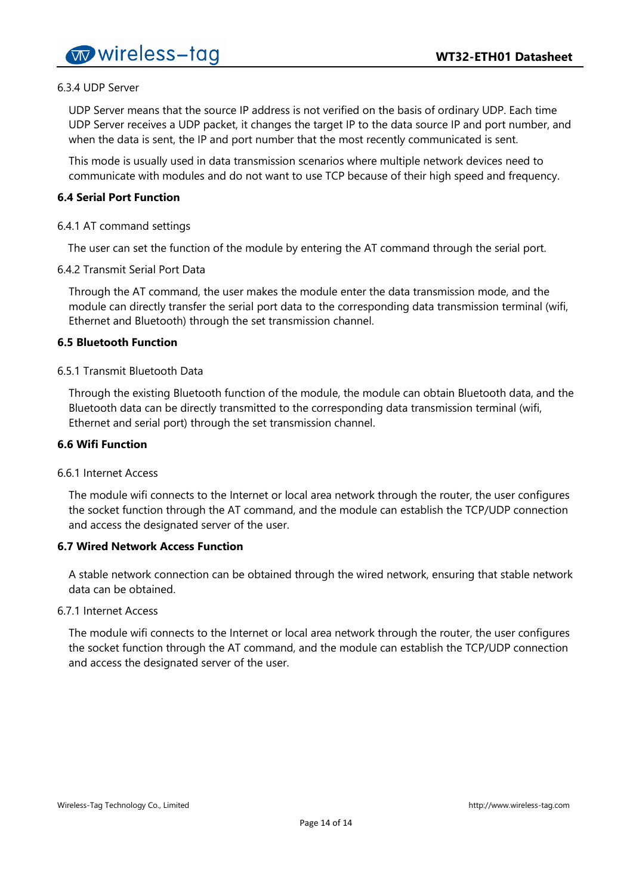#### 6.3.4 UDP Server

UDP Server means that the source IP address is not verified on the basis of ordinary UDP. Each time UDP Server receives a UDP packet, it changes the target IP to the data source IP and port number, and when the data is sent, the IP and port number that the most recently communicated is sent.

This mode is usually used in data transmission scenarios where multiple network devices need to communicate with modules and do not want to use TCP because of their high speed and frequency.

### 6.4 Serial Port Function

#### 6.4.1 AT command settings

The user can set the function of the module by entering the AT command through the serial port.

#### 6.4.2 Transmit Serial Port Data

Through the AT command, the user makes the module enter the data transmission mode, and the module can directly transfer the serial port data to the corresponding data transmission terminal (wifi, Ethernet and Bluetooth) through the set transmission channel.

### 6.5 Bluetooth Function

#### 6.5.1 Transmit Bluetooth Data

Through the existing Bluetooth function of the module, the module can obtain Bluetooth data, and the Bluetooth data can be directly transmitted to the corresponding data transmission terminal (wifi, Ethernet and serial port) through the set transmission channel.

### 6.6 Wifi Function

#### 6.6.1 Internet Access

The module wifi connects to the Internet or local area network through the router, the user configures the socket function through the AT command, and the module can establish the TCP/UDP connection and access the designated server of the user.

### 6.7 Wired Network Access Function

A stable network connection can be obtained through the wired network, ensuring that stable network data can be obtained.

#### 6.7.1 Internet Access

The module wifi connects to the Internet or local area network through the router, the user configures the socket function through the AT command, and the module can establish the TCP/UDP connection and access the designated server of the user.